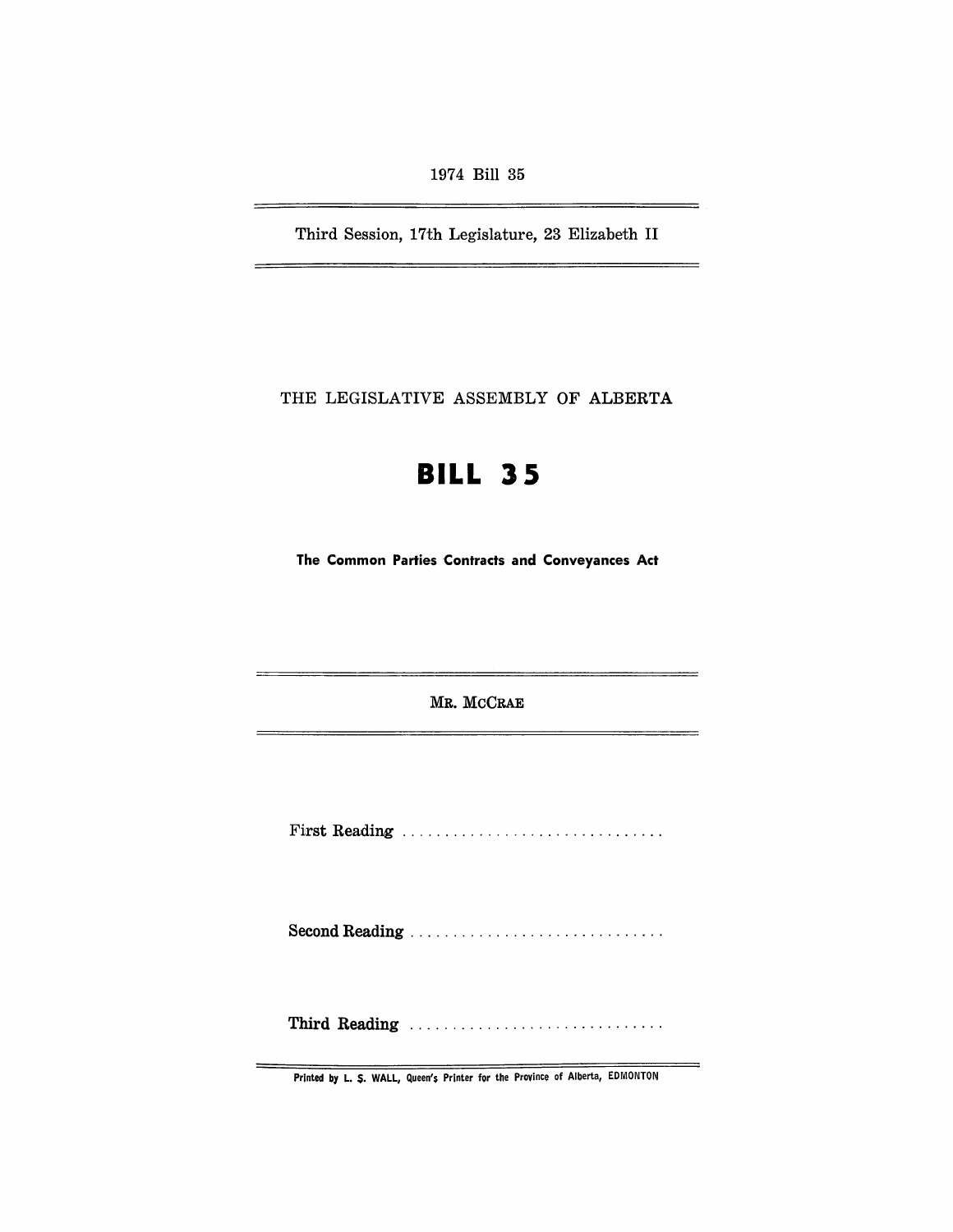1974 Bill 35

---

Third Session, 17th Legislature, 23 Elizabeth II

---

THE LEGISLATIVE ASSEMBLY OF ALBERTA

# BILL 35

**The Common Parties Contracts and Conveyances Act**

---

MR. MCCRAE

---

First Reading ..............................

Second Reading ..............................

Third Reading ..............................

---

Printed by L. S. WALL, Queen's Printer for the Province of Alberta, EDMONTON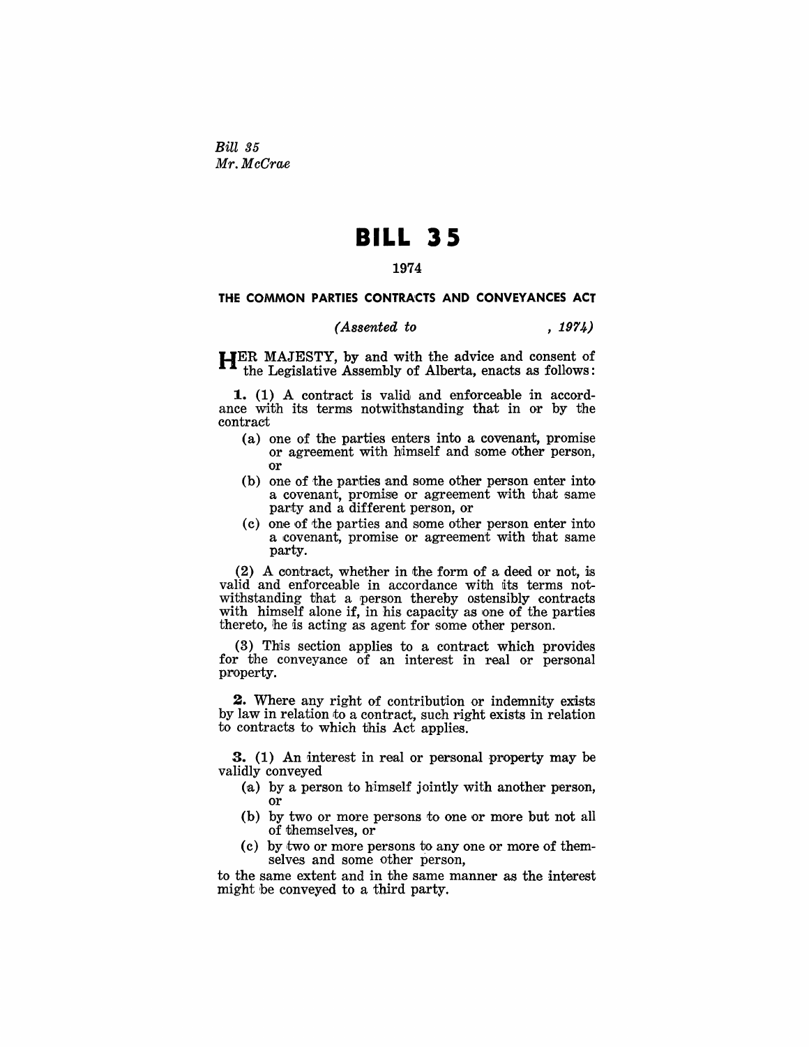*Bill 35*
*Mr. McCrae*

# BILL 35

## 1974

### THE COMMON PARTIES CONTRACTS AND CONVEYANCES ACT

*(Assented to , 1974)*

HER MAJESTY, by and with the advice and consent of the Legislative Assembly of Alberta, enacts as follows:

**1.** (1) A contract is valid and enforceable in accordance with its terms notwithstanding that in or by the contract

- (a) one of the parties enters into a covenant, promise or agreement with himself and some other person, or
- (b) one of the parties and some other person enter into a covenant, promise or agreement with that same party and a different person, or
- (c) one of the parties and some other person enter into a covenant, promise or agreement with that same party.

(2) A contract, whether in the form of a deed or not, is valid and enforceable in accordance with its terms notwithstanding that a person thereby ostensibly contracts with himself alone if, in his capacity as one of the parties thereto, he is acting as agent for some other person.

(3) This section applies to a contract which provides for the conveyance of an interest in real or personal property.

**2.** Where any right of contribution or indemnity exists by law in relation to a contract, such right exists in relation to contracts to which this Act applies.

**3.** (1) An interest in real or personal property may be validly conveyed

- (a) by a person to himself jointly with another person, or
- (b) by two or more persons to one or more but not all of themselves, or
- (c) by two or more persons to any one or more of themselves and some other person,

to the same extent and in the same manner as the interest might be conveyed to a third party.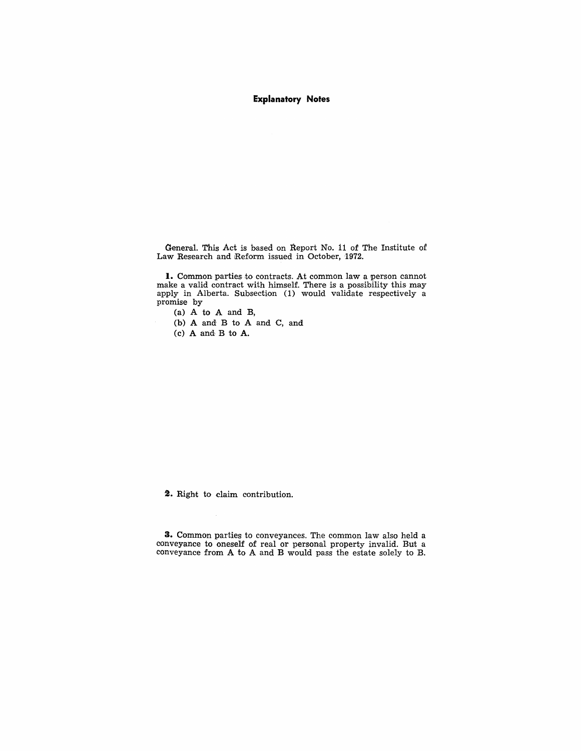## Explanatory Notes

General. This Act is based on Report No. 11 of The Institute of Law Research and Reform issued in October, 1972.

**1.** Common parties to contracts. At common law a person cannot make a valid contract with himself. There is a possibility this may apply in Alberta. Subsection (1) would validate respectively a promise by

(a) A to A and B,

(b) A and B to A and C, and

(c) A and B to A.

**2.** Right to claim contribution.

**3.** Common parties to conveyances. The common law also held a conveyance to oneself of real or personal property invalid. But a conveyance from A to A and B would pass the estate solely to B.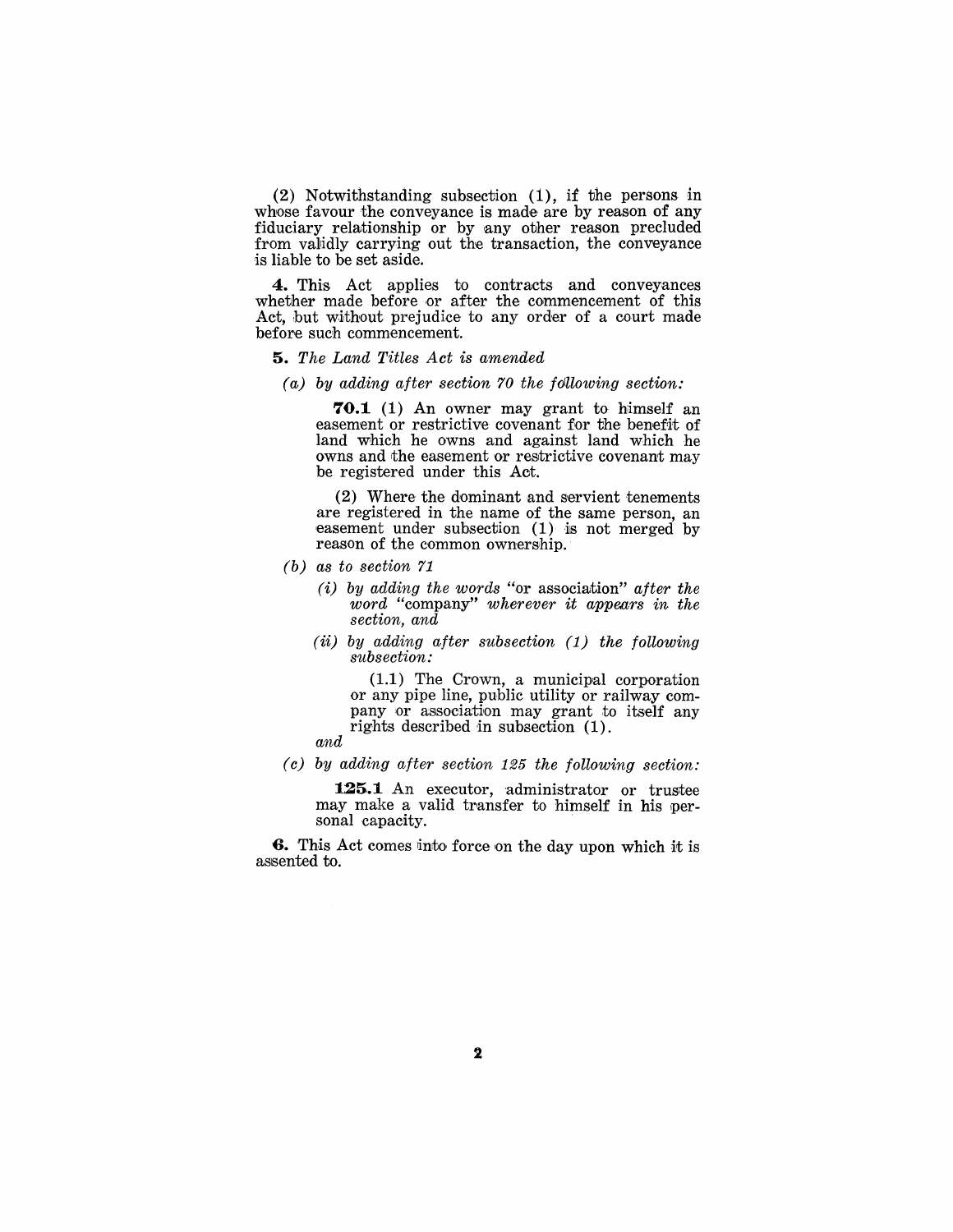(2) Notwithstanding subsection (1), if the persons in whose favour the conveyance is made are by reason of any fiduciary relationship or by any other reason precluded from validly carrying out the transaction, the conveyance is liable to be set aside.

**4.** This Act applies to contracts and conveyances whether made before or after the commencement of this Act, but without prejudice to any order of a court made before such commencement.

**5.** *The Land Titles Act is amended*

*(a) by adding after section 70 the following section:*

> **70.1** (1) An owner may grant to himself an easement or restrictive covenant for the benefit of land which he owns and against land which he owns and the easement or restrictive covenant may be registered under this Act.
>
> (2) Where the dominant and servient tenements are registered in the name of the same person, an easement under subsection (1) is not merged by reason of the common ownership.

*(b) as to section 71*

*(i) by adding the words* "or association" *after the word* "company" *wherever it appears in the section, and*

*(ii) by adding after subsection (1) the following subsection:*

> (1.1) The Crown, a municipal corporation or any pipe line, public utility or railway company or association may grant to itself any rights described in subsection (1).

*and*

*(c) by adding after section 125 the following section:*

> **125.1** An executor, administrator or trustee may make a valid transfer to himself in his personal capacity.

**6.** This Act comes into force on the day upon which it is assented to.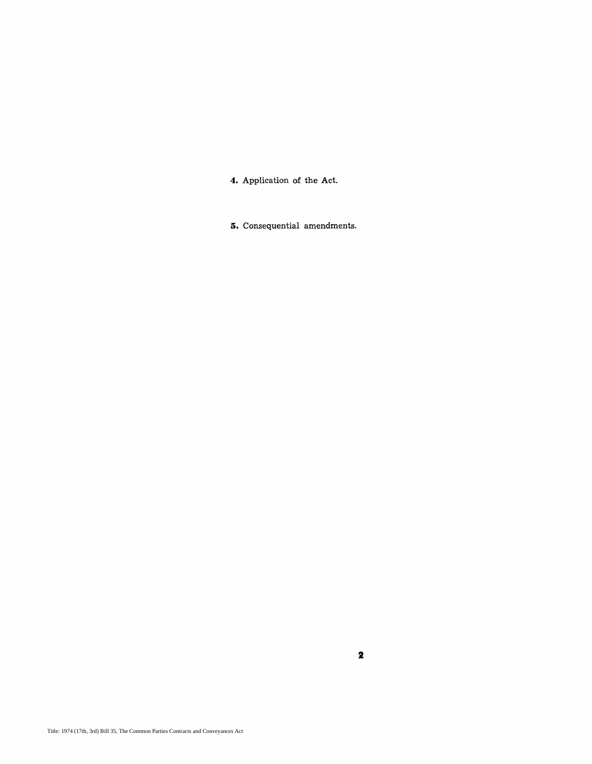**4.** Application of the Act.

**5.** Consequential amendments.